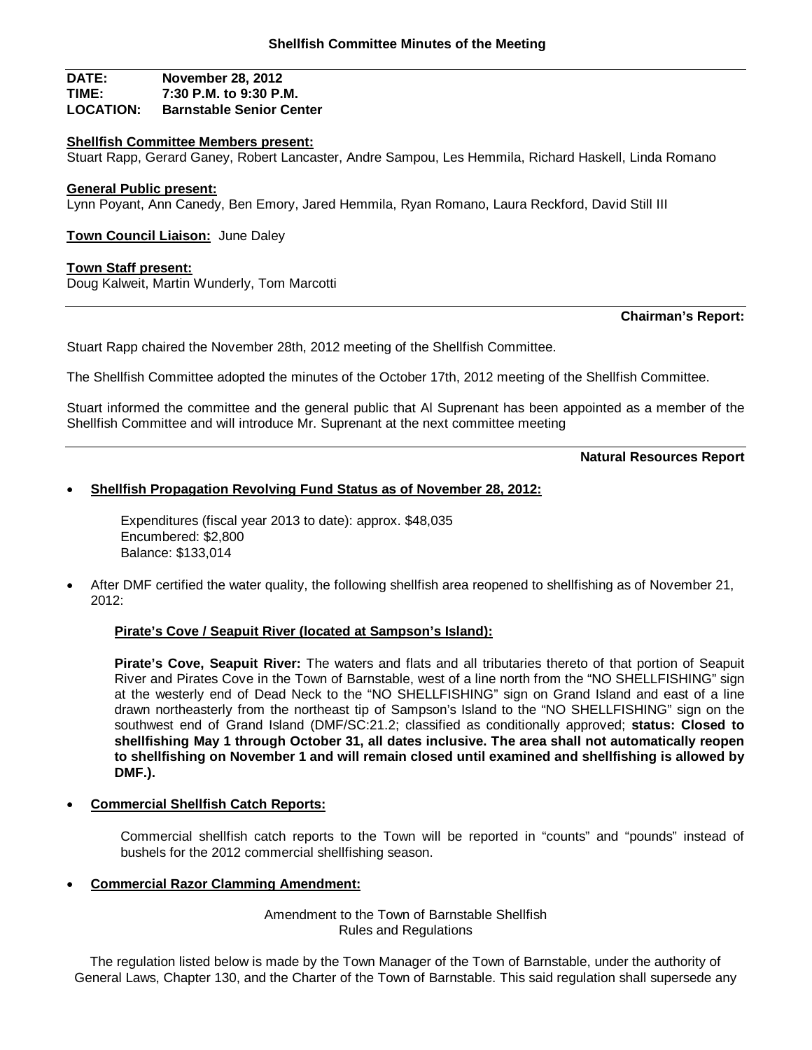## Shellfish Committee Minutes of the Meeting

**DATE:** **November 28, 2012**
**TIME:** **7:30 P.M. to 9:30 P.M.**
**LOCATION:** **Barnstable Senior Center**

**Shellfish Committee Members present:**
Stuart Rapp, Gerard Ganey, Robert Lancaster, Andre Sampou, Les Hemmila, Richard Haskell, Linda Romano

**General Public present:**
Lynn Poyant, Ann Canedy, Ben Emory, Jared Hemmila, Ryan Romano, Laura Reckford, David Still III

**Town Council Liaison:** June Daley

**Town Staff present:**
Doug Kalweit, Martin Wunderly, Tom Marcotti

---

### Chairman's Report:

Stuart Rapp chaired the November 28th, 2012 meeting of the Shellfish Committee.

The Shellfish Committee adopted the minutes of the October 17th, 2012 meeting of the Shellfish Committee.

Stuart informed the committee and the general public that Al Suprenant has been appointed as a member of the Shellfish Committee and will introduce Mr. Suprenant at the next committee meeting

---

### Natural Resources Report

- **Shellfish Propagation Revolving Fund Status as of November 28, 2012:**

  Expenditures (fiscal year 2013 to date): approx. $48,035
  Encumbered: $2,800
  Balance: $133,014

- After DMF certified the water quality, the following shellfish area reopened to shellfishing as of November 21, 2012:

  **Pirate's Cove / Seapuit River (located at Sampson's Island):**

  **Pirate's Cove, Seapuit River:** The waters and flats and all tributaries thereto of that portion of Seapuit River and Pirates Cove in the Town of Barnstable, west of a line north from the "NO SHELLFISHING" sign at the westerly end of Dead Neck to the "NO SHELLFISHING" sign on Grand Island and east of a line drawn northeasterly from the northeast tip of Sampson's Island to the "NO SHELLFISHING" sign on the southwest end of Grand Island (DMF/SC:21.2; classified as conditionally approved; **status: Closed to shellfishing May 1 through October 31, all dates inclusive. The area shall not automatically reopen to shellfishing on November 1 and will remain closed until examined and shellfishing is allowed by DMF.).**

- **Commercial Shellfish Catch Reports:**

  Commercial shellfish catch reports to the Town will be reported in "counts" and "pounds" instead of bushels for the 2012 commercial shellfishing season.

- **Commercial Razor Clamming Amendment:**

  Amendment to the Town of Barnstable Shellfish
  Rules and Regulations

The regulation listed below is made by the Town Manager of the Town of Barnstable, under the authority of General Laws, Chapter 130, and the Charter of the Town of Barnstable. This said regulation shall supersede any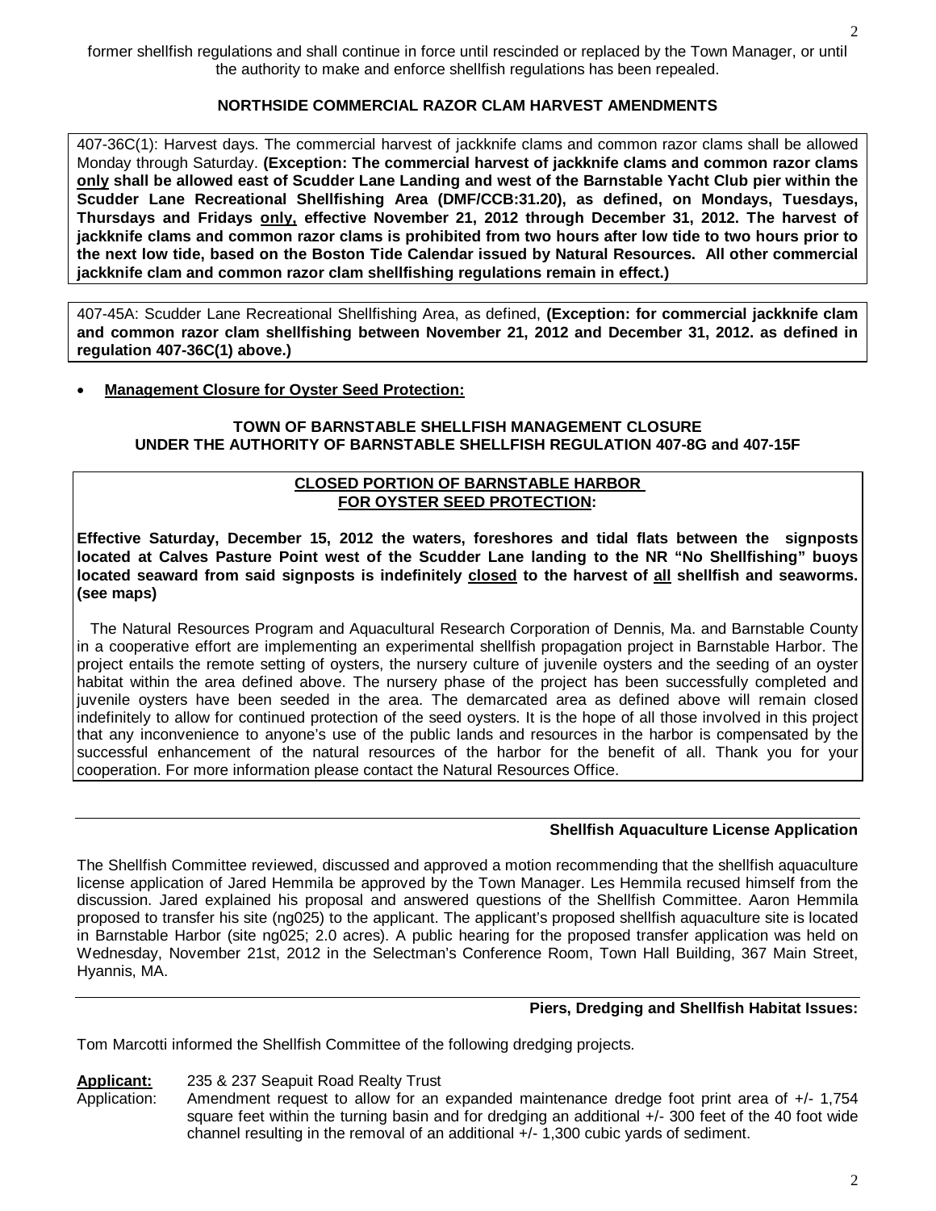former shellfish regulations and shall continue in force until rescinded or replaced by the Town Manager, or until the authority to make and enforce shellfish regulations has been repealed.

**NORTHSIDE COMMERCIAL RAZOR CLAM HARVEST AMENDMENTS**

407-36C(1): Harvest days. The commercial harvest of jackknife clams and common razor clams shall be allowed Monday through Saturday. **(Exception: The commercial harvest of jackknife clams and common razor clams only shall be allowed east of Scudder Lane Landing and west of the Barnstable Yacht Club pier within the Scudder Lane Recreational Shellfishing Area (DMF/CCB:31.20), as defined, on Mondays, Tuesdays, Thursdays and Fridays only, effective November 21, 2012 through December 31, 2012. The harvest of jackknife clams and common razor clams is prohibited from two hours after low tide to two hours prior to the next low tide, based on the Boston Tide Calendar issued by Natural Resources. All other commercial jackknife clam and common razor clam shellfishing regulations remain in effect.)**

407-45A: Scudder Lane Recreational Shellfishing Area, as defined, **(Exception: for commercial jackknife clam and common razor clam shellfishing between November 21, 2012 and December 31, 2012. as defined in regulation 407-36C(1) above.)**

- **Management Closure for Oyster Seed Protection:**

**TOWN OF BARNSTABLE SHELLFISH MANAGEMENT CLOSURE**
**UNDER THE AUTHORITY OF BARNSTABLE SHELLFISH REGULATION 407-8G and 407-15F**

**CLOSED PORTION OF BARNSTABLE HARBOR**
**FOR OYSTER SEED PROTECTION:**

**Effective Saturday, December 15, 2012 the waters, foreshores and tidal flats between the signposts located at Calves Pasture Point west of the Scudder Lane landing to the NR "No Shellfishing" buoys located seaward from said signposts is indefinitely closed to the harvest of all shellfish and seaworms. (see maps)**

The Natural Resources Program and Aquacultural Research Corporation of Dennis, Ma. and Barnstable County in a cooperative effort are implementing an experimental shellfish propagation project in Barnstable Harbor. The project entails the remote setting of oysters, the nursery culture of juvenile oysters and the seeding of an oyster habitat within the area defined above. The nursery phase of the project has been successfully completed and juvenile oysters have been seeded in the area. The demarcated area as defined above will remain closed indefinitely to allow for continued protection of the seed oysters. It is the hope of all those involved in this project that any inconvenience to anyone's use of the public lands and resources in the harbor is compensated by the successful enhancement of the natural resources of the harbor for the benefit of all. Thank you for your cooperation. For more information please contact the Natural Resources Office.

**Shellfish Aquaculture License Application**

The Shellfish Committee reviewed, discussed and approved a motion recommending that the shellfish aquaculture license application of Jared Hemmila be approved by the Town Manager. Les Hemmila recused himself from the discussion. Jared explained his proposal and answered questions of the Shellfish Committee. Aaron Hemmila proposed to transfer his site (ng025) to the applicant. The applicant's proposed shellfish aquaculture site is located in Barnstable Harbor (site ng025; 2.0 acres). A public hearing for the proposed transfer application was held on Wednesday, November 21st, 2012 in the Selectman's Conference Room, Town Hall Building, 367 Main Street, Hyannis, MA.

**Piers, Dredging and Shellfish Habitat Issues:**

Tom Marcotti informed the Shellfish Committee of the following dredging projects.

**Applicant:** 235 & 237 Seapuit Road Realty Trust
Application: Amendment request to allow for an expanded maintenance dredge foot print area of +/- 1,754 square feet within the turning basin and for dredging an additional +/- 300 feet of the 40 foot wide channel resulting in the removal of an additional +/- 1,300 cubic yards of sediment.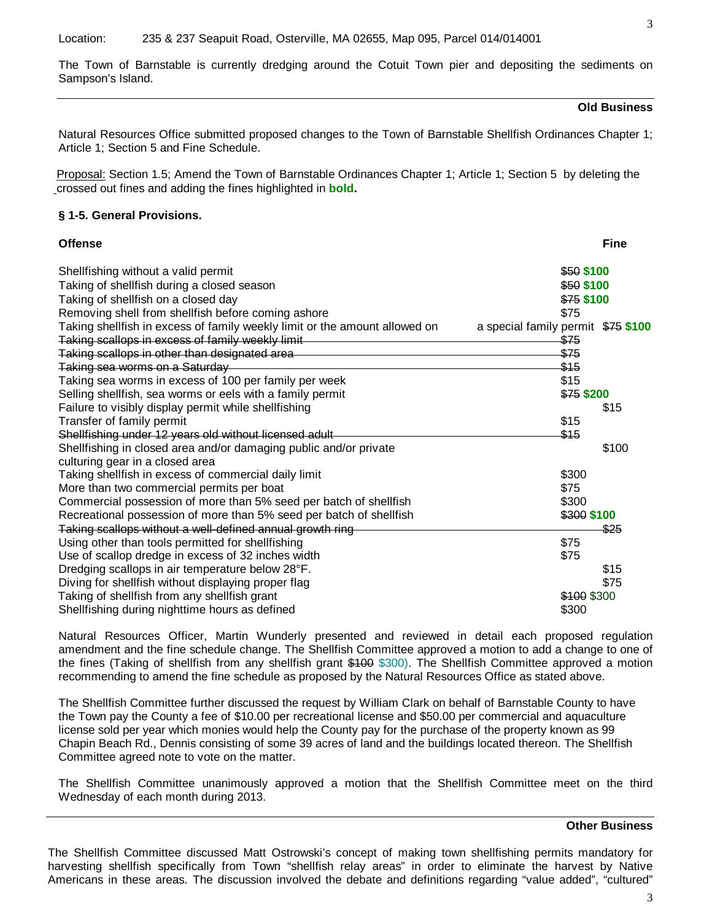Location: 235 & 237 Seapuit Road, Osterville, MA 02655, Map 095, Parcel 014/014001

The Town of Barnstable is currently dredging around the Cotuit Town pier and depositing the sediments on Sampson's Island.

---

**Old Business**

Natural Resources Office submitted proposed changes to the Town of Barnstable Shellfish Ordinances Chapter 1; Article 1; Section 5 and Fine Schedule.

Proposal: Section 1.5; Amend the Town of Barnstable Ordinances Chapter 1; Article 1; Section 5 by deleting the crossed out fines and adding the fines highlighted in **bold.**

**§ 1-5. General Provisions.**

| **Offense** | **Fine** |
|---|---|
| Shellfishing without a valid permit | ~~$50~~ **$100** |
| Taking of shellfish during a closed season | ~~$50~~ **$100** |
| Taking of shellfish on a closed day | ~~$75~~ **$100** |
| Removing shell from shellfish before coming ashore | $75 |
| Taking shellfish in excess of family weekly limit or the amount allowed on a special family permit | ~~$75~~ **$100** |
| ~~Taking scallops in excess of family weekly limit~~ | ~~$75~~ |
| ~~Taking scallops in other than designated area~~ | ~~$75~~ |
| ~~Taking sea worms on a Saturday~~ | ~~$15~~ |
| Taking sea worms in excess of 100 per family per week | $15 |
| Selling shellfish, sea worms or eels with a family permit | ~~$75~~ **$200** |
| Failure to visibly display permit while shellfishing | $15 |
| Transfer of family permit | $15 |
| ~~Shellfishing under 12 years old without licensed adult~~ | ~~$15~~ |
| Shellfishing in closed area and/or damaging public and/or private culturing gear in a closed area | $100 |
| Taking shellfish in excess of commercial daily limit | $300 |
| More than two commercial permits per boat | $75 |
| Commercial possession of more than 5% seed per batch of shellfish | $300 |
| Recreational possession of more than 5% seed per batch of shellfish | ~~$300~~ **$100** |
| ~~Taking scallops without a well-defined annual growth ring~~ | ~~$25~~ |
| Using other than tools permitted for shellfishing | $75 |
| Use of scallop dredge in excess of 32 inches width | $75 |
| Dredging scallops in air temperature below 28°F. | $15 |
| Diving for shellfish without displaying proper flag | $75 |
| Taking of shellfish from any shellfish grant | ~~$100~~ $300 |
| Shellfishing during nighttime hours as defined | $300 |

Natural Resources Officer, Martin Wunderly presented and reviewed in detail each proposed regulation amendment and the fine schedule change. The Shellfish Committee approved a motion to add a change to one of the fines (Taking of shellfish from any shellfish grant ~~$100~~ $300). The Shellfish Committee approved a motion recommending to amend the fine schedule as proposed by the Natural Resources Office as stated above.

The Shellfish Committee further discussed the request by William Clark on behalf of Barnstable County to have the Town pay the County a fee of $10.00 per recreational license and $50.00 per commercial and aquaculture license sold per year which monies would help the County pay for the purchase of the property known as 99 Chapin Beach Rd., Dennis consisting of some 39 acres of land and the buildings located thereon. The Shellfish Committee agreed note to vote on the matter.

The Shellfish Committee unanimously approved a motion that the Shellfish Committee meet on the third Wednesday of each month during 2013.

---

**Other Business**

The Shellfish Committee discussed Matt Ostrowski's concept of making town shellfishing permits mandatory for harvesting shellfish specifically from Town "shellfish relay areas" in order to eliminate the harvest by Native Americans in these areas. The discussion involved the debate and definitions regarding "value added", "cultured"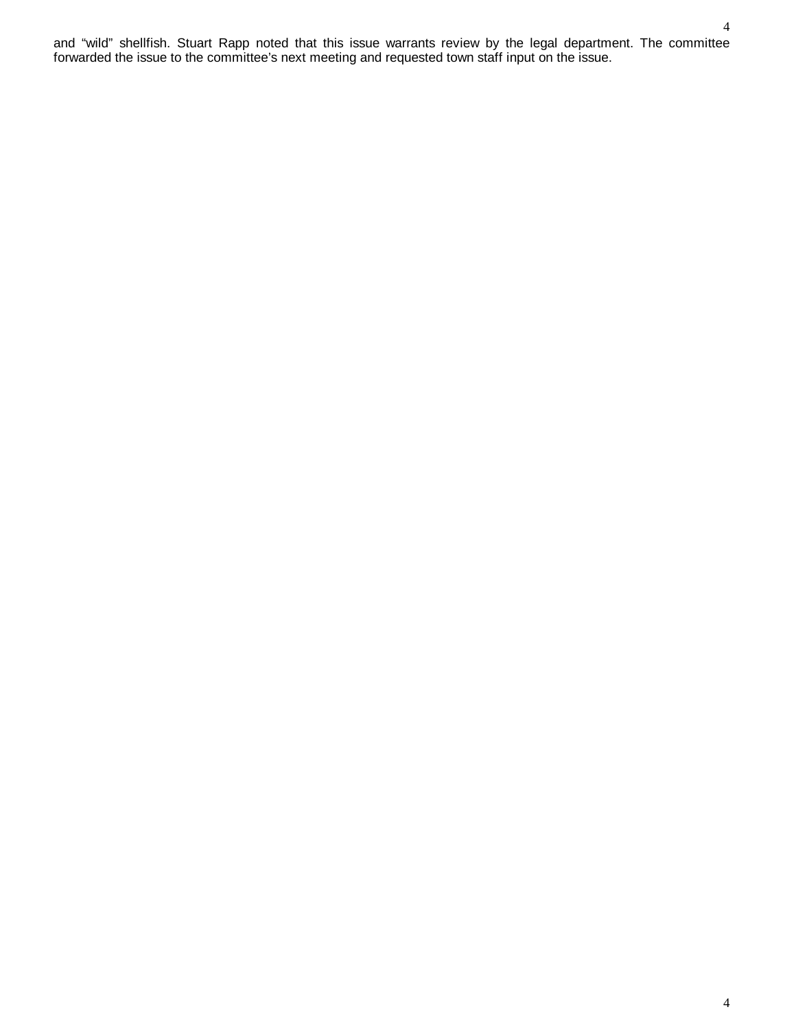and “wild” shellfish. Stuart Rapp noted that this issue warrants review by the legal department. The committee forwarded the issue to the committee’s next meeting and requested town staff input on the issue.